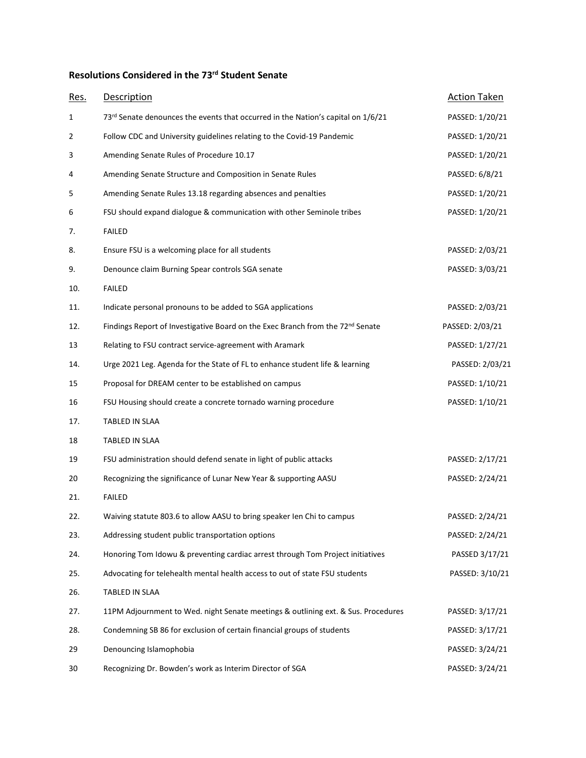**Resolutions Considered in the 73rd Student Senate**

| Res. | Description | Action Taken |
|---|---|---|
| 1 | 73rd Senate denounces the events that occurred in the Nation's capital on 1/6/21 | PASSED: 1/20/21 |
| 2 | Follow CDC and University guidelines relating to the Covid-19 Pandemic | PASSED: 1/20/21 |
| 3 | Amending Senate Rules of Procedure 10.17 | PASSED: 1/20/21 |
| 4 | Amending Senate Structure and Composition in Senate Rules | PASSED: 6/8/21 |
| 5 | Amending Senate Rules 13.18 regarding absences and penalties | PASSED: 1/20/21 |
| 6 | FSU should expand dialogue & communication with other Seminole tribes | PASSED: 1/20/21 |
| 7. | FAILED | |
| 8. | Ensure FSU is a welcoming place for all students | PASSED: 2/03/21 |
| 9. | Denounce claim Burning Spear controls SGA senate | PASSED: 3/03/21 |
| 10. | FAILED | |
| 11. | Indicate personal pronouns to be added to SGA applications | PASSED: 2/03/21 |
| 12. | Findings Report of Investigative Board on the Exec Branch from the 72nd Senate | PASSED: 2/03/21 |
| 13 | Relating to FSU contract service-agreement with Aramark | PASSED: 1/27/21 |
| 14. | Urge 2021 Leg. Agenda for the State of FL to enhance student life & learning | PASSED: 2/03/21 |
| 15 | Proposal for DREAM center to be established on campus | PASSED: 1/10/21 |
| 16 | FSU Housing should create a concrete tornado warning procedure | PASSED: 1/10/21 |
| 17. | TABLED IN SLAA | |
| 18 | TABLED IN SLAA | |
| 19 | FSU administration should defend senate in light of public attacks | PASSED: 2/17/21 |
| 20 | Recognizing the significance of Lunar New Year & supporting AASU | PASSED: 2/24/21 |
| 21. | FAILED | |
| 22. | Waiving statute 803.6 to allow AASU to bring speaker Ien Chi to campus | PASSED: 2/24/21 |
| 23. | Addressing student public transportation options | PASSED: 2/24/21 |
| 24. | Honoring Tom Idowu & preventing cardiac arrest through Tom Project initiatives | PASSED 3/17/21 |
| 25. | Advocating for telehealth mental health access to out of state FSU students | PASSED: 3/10/21 |
| 26. | TABLED IN SLAA | |
| 27. | 11PM Adjournment to Wed. night Senate meetings & outlining ext. & Sus. Procedures | PASSED: 3/17/21 |
| 28. | Condemning SB 86 for exclusion of certain financial groups of students | PASSED: 3/17/21 |
| 29 | Denouncing Islamophobia | PASSED: 3/24/21 |
| 30 | Recognizing Dr. Bowden's work as Interim Director of SGA | PASSED: 3/24/21 |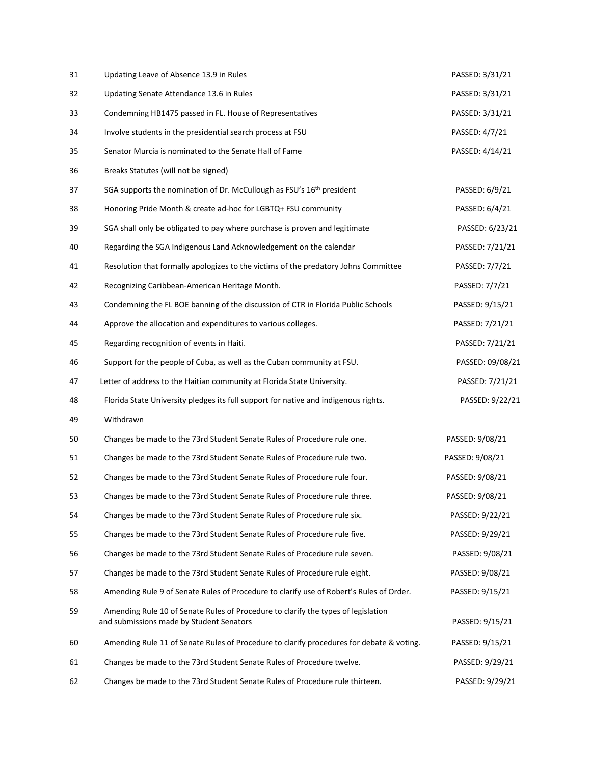| | | |
|---|---|---|
| 31 | Updating Leave of Absence 13.9 in Rules | PASSED: 3/31/21 |
| 32 | Updating Senate Attendance 13.6 in Rules | PASSED: 3/31/21 |
| 33 | Condemning HB1475 passed in FL. House of Representatives | PASSED: 3/31/21 |
| 34 | Involve students in the presidential search process at FSU | PASSED: 4/7/21 |
| 35 | Senator Murcia is nominated to the Senate Hall of Fame | PASSED: 4/14/21 |
| 36 | Breaks Statutes (will not be signed) | |
| 37 | SGA supports the nomination of Dr. McCullough as FSU's 16th president | PASSED: 6/9/21 |
| 38 | Honoring Pride Month & create ad-hoc for LGBTQ+ FSU community | PASSED: 6/4/21 |
| 39 | SGA shall only be obligated to pay where purchase is proven and legitimate | PASSED: 6/23/21 |
| 40 | Regarding the SGA Indigenous Land Acknowledgement on the calendar | PASSED: 7/21/21 |
| 41 | Resolution that formally apologizes to the victims of the predatory Johns Committee | PASSED: 7/7/21 |
| 42 | Recognizing Caribbean-American Heritage Month. | PASSED: 7/7/21 |
| 43 | Condemning the FL BOE banning of the discussion of CTR in Florida Public Schools | PASSED: 9/15/21 |
| 44 | Approve the allocation and expenditures to various colleges. | PASSED: 7/21/21 |
| 45 | Regarding recognition of events in Haiti. | PASSED: 7/21/21 |
| 46 | Support for the people of Cuba, as well as the Cuban community at FSU. | PASSED: 09/08/21 |
| 47 | Letter of address to the Haitian community at Florida State University. | PASSED: 7/21/21 |
| 48 | Florida State University pledges its full support for native and indigenous rights. | PASSED: 9/22/21 |
| 49 | Withdrawn | |
| 50 | Changes be made to the 73rd Student Senate Rules of Procedure rule one. | PASSED: 9/08/21 |
| 51 | Changes be made to the 73rd Student Senate Rules of Procedure rule two. | PASSED: 9/08/21 |
| 52 | Changes be made to the 73rd Student Senate Rules of Procedure rule four. | PASSED: 9/08/21 |
| 53 | Changes be made to the 73rd Student Senate Rules of Procedure rule three. | PASSED: 9/08/21 |
| 54 | Changes be made to the 73rd Student Senate Rules of Procedure rule six. | PASSED: 9/22/21 |
| 55 | Changes be made to the 73rd Student Senate Rules of Procedure rule five. | PASSED: 9/29/21 |
| 56 | Changes be made to the 73rd Student Senate Rules of Procedure rule seven. | PASSED: 9/08/21 |
| 57 | Changes be made to the 73rd Student Senate Rules of Procedure rule eight. | PASSED: 9/08/21 |
| 58 | Amending Rule 9 of Senate Rules of Procedure to clarify use of Robert's Rules of Order. | PASSED: 9/15/21 |
| 59 | Amending Rule 10 of Senate Rules of Procedure to clarify the types of legislation and submissions made by Student Senators | PASSED: 9/15/21 |
| 60 | Amending Rule 11 of Senate Rules of Procedure to clarify procedures for debate & voting. | PASSED: 9/15/21 |
| 61 | Changes be made to the 73rd Student Senate Rules of Procedure twelve. | PASSED: 9/29/21 |
| 62 | Changes be made to the 73rd Student Senate Rules of Procedure rule thirteen. | PASSED: 9/29/21 |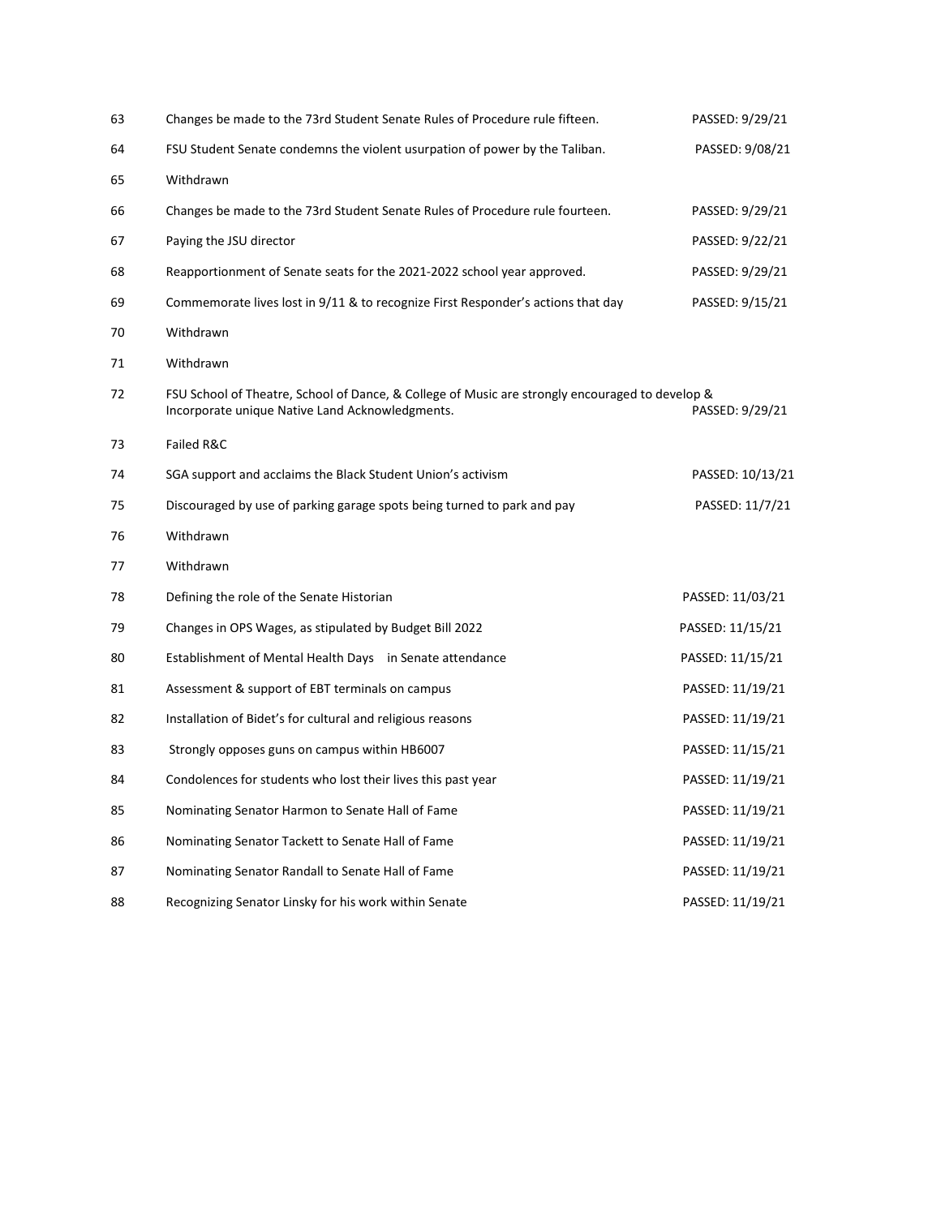| | | |
|---|---|---|
| 63 | Changes be made to the 73rd Student Senate Rules of Procedure rule fifteen. | PASSED: 9/29/21 |
| 64 | FSU Student Senate condemns the violent usurpation of power by the Taliban. | PASSED: 9/08/21 |
| 65 | Withdrawn | |
| 66 | Changes be made to the 73rd Student Senate Rules of Procedure rule fourteen. | PASSED: 9/29/21 |
| 67 | Paying the JSU director | PASSED: 9/22/21 |
| 68 | Reapportionment of Senate seats for the 2021-2022 school year approved. | PASSED: 9/29/21 |
| 69 | Commemorate lives lost in 9/11 & to recognize First Responder's actions that day | PASSED: 9/15/21 |
| 70 | Withdrawn | |
| 71 | Withdrawn | |
| 72 | FSU School of Theatre, School of Dance, & College of Music are strongly encouraged to develop & Incorporate unique Native Land Acknowledgments. | PASSED: 9/29/21 |
| 73 | Failed R&C | |
| 74 | SGA support and acclaims the Black Student Union's activism | PASSED: 10/13/21 |
| 75 | Discouraged by use of parking garage spots being turned to park and pay | PASSED: 11/7/21 |
| 76 | Withdrawn | |
| 77 | Withdrawn | |
| 78 | Defining the role of the Senate Historian | PASSED: 11/03/21 |
| 79 | Changes in OPS Wages, as stipulated by Budget Bill 2022 | PASSED: 11/15/21 |
| 80 | Establishment of Mental Health Days in Senate attendance | PASSED: 11/15/21 |
| 81 | Assessment & support of EBT terminals on campus | PASSED: 11/19/21 |
| 82 | Installation of Bidet's for cultural and religious reasons | PASSED: 11/19/21 |
| 83 | Strongly opposes guns on campus within HB6007 | PASSED: 11/15/21 |
| 84 | Condolences for students who lost their lives this past year | PASSED: 11/19/21 |
| 85 | Nominating Senator Harmon to Senate Hall of Fame | PASSED: 11/19/21 |
| 86 | Nominating Senator Tackett to Senate Hall of Fame | PASSED: 11/19/21 |
| 87 | Nominating Senator Randall to Senate Hall of Fame | PASSED: 11/19/21 |
| 88 | Recognizing Senator Linsky for his work within Senate | PASSED: 11/19/21 |